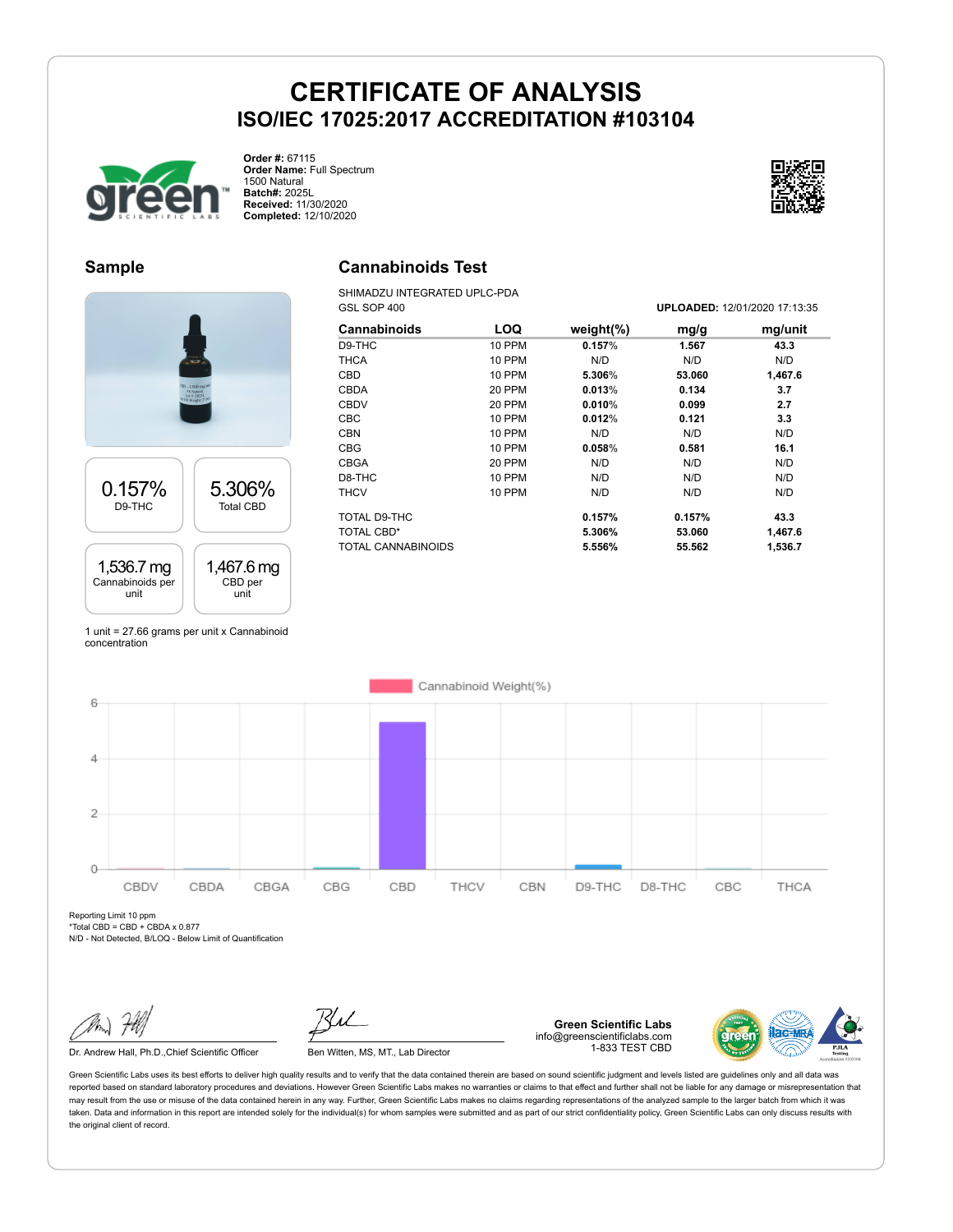# CERTIFICATE OF ANALYSIS

## ISO/IEC 17025:2017 ACCREDITATION #103104

**Order #:** 67115
**Order Name:** Full Spectrum 1500 Natural
**Batch#:** 2025L
**Received:** 11/30/2020
**Completed:** 12/10/2020

## Sample

| 0.157% | 5.306% |
|---|---|
| D9-THC | Total CBD |

| 1,536.7 mg | 1,467.6 mg |
|---|---|
| Cannabinoids per unit | CBD per unit |

1 unit = 27.66 grams per unit x Cannabinoid concentration

## Cannabinoids Test

SHIMADZU INTEGRATED UPLC-PDA
GSL SOP 400

**UPLOADED:** 12/01/2020 17:13:35

| Cannabinoids | LOQ | weight(%) | mg/g | mg/unit |
|---|---|---|---|---|
| D9-THC | 10 PPM | **0.157%** | **1.567** | **43.3** |
| THCA | 10 PPM | N/D | N/D | N/D |
| CBD | 10 PPM | **5.306%** | **53.060** | **1,467.6** |
| CBDA | 20 PPM | **0.013%** | **0.134** | **3.7** |
| CBDV | 20 PPM | **0.010%** | **0.099** | **2.7** |
| CBC | 10 PPM | **0.012%** | **0.121** | **3.3** |
| CBN | 10 PPM | N/D | N/D | N/D |
| CBG | 10 PPM | **0.058%** | **0.581** | **16.1** |
| CBGA | 20 PPM | N/D | N/D | N/D |
| D8-THC | 10 PPM | N/D | N/D | N/D |
| THCV | 10 PPM | N/D | N/D | N/D |
| TOTAL D9-THC | | **0.157%** | **0.157%** | **43.3** |
| TOTAL CBD* | | **5.306%** | **53.060** | **1,467.6** |
| TOTAL CANNABINOIDS | | **5.556%** | **55.562** | **1,536.7** |

Cannabinoid Weight(%)

Reporting Limit 10 ppm
*Total CBD = CBD + CBDA x 0.877
N/D - Not Detected, B/LOQ - Below Limit of Quantification

Dr. Andrew Hall, Ph.D.,Chief Scientific Officer

Ben Witten, MS, MT., Lab Director

**Green Scientific Labs**
info@greenscientificlabs.com
1-833 TEST CBD

Green Scientific Labs uses its best efforts to deliver high quality results and to verify that the data contained therein are based on sound scientific judgment and levels listed are guidelines only and all data was reported based on standard laboratory procedures and deviations. However Green Scientific Labs makes no warranties or claims to that effect and further shall not be liable for any damage or misrepresentation that may result from the use or misuse of the data contained herein in any way. Further, Green Scientific Labs makes no claims regarding representations of the analyzed sample to the larger batch from which it was taken. Data and information in this report are intended solely for the individual(s) for whom samples were submitted and as part of our strict confidentiality policy, Green Scientific Labs can only discuss results with the original client of record.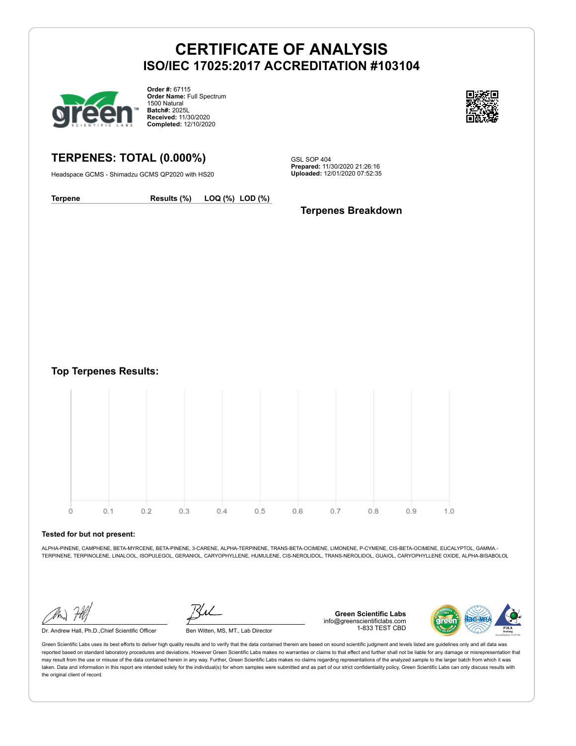# CERTIFICATE OF ANALYSIS
## ISO/IEC 17025:2017 ACCREDITATION #103104

**Order #:** 67115
**Order Name:** Full Spectrum 1500 Natural
**Batch#:** 2025L
**Received:** 11/30/2020
**Completed:** 12/10/2020

## TERPENES: TOTAL (0.000%)

Headspace GCMS - Shimadzu GCMS QP2020 with HS20

GSL SOP 404
**Prepared:** 11/30/2020 21:26:16
**Uploaded:** 12/01/2020 07:52:35

| Terpene | Results (%) | LOQ (%) | LOD (%) |
|---|---|---|---|

### Terpenes Breakdown

### Top Terpenes Results:

0 0.1 0.2 0.3 0.4 0.5 0.6 0.7 0.8 0.9 1.0

**Tested for but not present:**

ALPHA-PINENE, CAMPHENE, BETA-MYRCENE, BETA-PINENE, 3-CARENE, ALPHA-TERPINENE, TRANS-BETA-OCIMENE, LIMONENE, P-CYMENE, CIS-BETA-OCIMENE, EUCALYPTOL, GAMMA.-TERPINENE, TERPINOLENE, LINALOOL, ISOPULEGOL, GERANIOL, CARYOPHYLLENE, HUMULENE, CIS-NEROLIDOL, TRANS-NEROLIDOL, GUAIOL, CARYOPHYLLENE OXIDE, ALPHA-BISABOLOL

Dr. Andrew Hall, Ph.D.,Chief Scientific Officer

Ben Witten, MS, MT., Lab Director

**Green Scientific Labs**
info@greenscientificlabs.com
1-833 TEST CBD

Green Scientific Labs uses its best efforts to deliver high quality results and to verify that the data contained therein are based on sound scientific judgment and levels listed are guidelines only and all data was reported based on standard laboratory procedures and deviations. However Green Scientific Labs makes no warranties or claims to that effect and further shall not be liable for any damage or misrepresentation that may result from the use or misuse of the data contained herein in any way. Further, Green Scientific Labs makes no claims regarding representations of the analyzed sample to the larger batch from which it was taken. Data and information in this report are intended solely for the individual(s) for whom samples were submitted and as part of our strict confidentiality policy, Green Scientific Labs can only discuss results with the original client of record.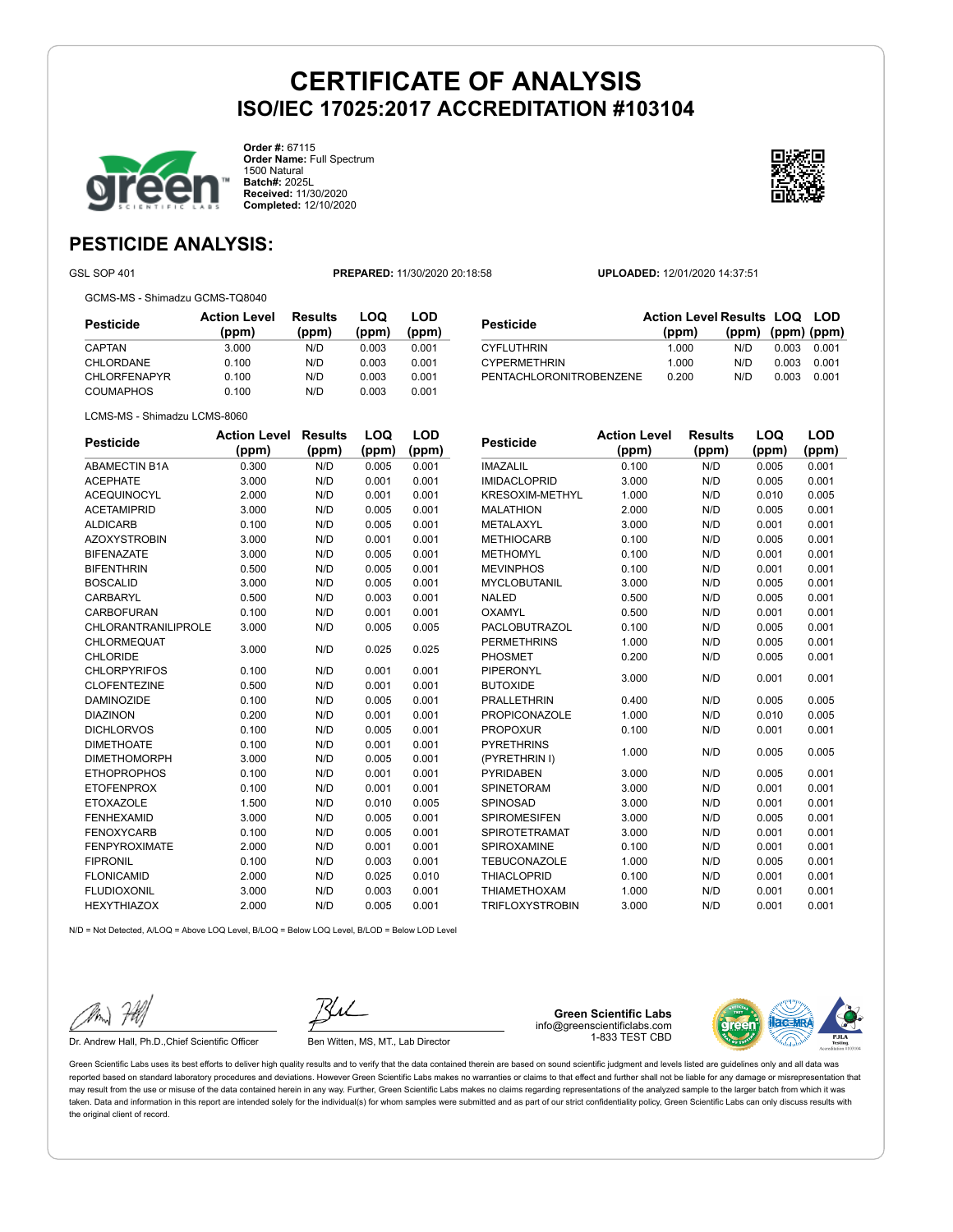# CERTIFICATE OF ANALYSIS
## ISO/IEC 17025:2017 ACCREDITATION #103104

**Order #:** 67115
**Order Name:** Full Spectrum 1500 Natural
**Batch#:** 2025L
**Received:** 11/30/2020
**Completed:** 12/10/2020

## PESTICIDE ANALYSIS:

GSL SOP 401 **PREPARED:** 11/30/2020 20:18:58 **UPLOADED:** 12/01/2020 14:37:51

GCMS-MS - Shimadzu GCMS-TQ8040

| Pesticide | Action Level (ppm) | Results (ppm) | LOQ (ppm) | LOD (ppm) |
|---|---|---|---|---|
| CAPTAN | 3.000 | N/D | 0.003 | 0.001 |
| CHLORDANE | 0.100 | N/D | 0.003 | 0.001 |
| CHLORFENAPYR | 0.100 | N/D | 0.003 | 0.001 |
| COUMAPHOS | 0.100 | N/D | 0.003 | 0.001 |
| CYFLUTHRIN | 1.000 | N/D | 0.003 | 0.001 |
| CYPERMETHRIN | 1.000 | N/D | 0.003 | 0.001 |
| PENTACHLORONITROBENZENE | 0.200 | N/D | 0.003 | 0.001 |

LCMS-MS - Shimadzu LCMS-8060

| Pesticide | Action Level (ppm) | Results (ppm) | LOQ (ppm) | LOD (ppm) |
|---|---|---|---|---|
| ABAMECTIN B1A | 0.300 | N/D | 0.005 | 0.001 |
| ACEPHATE | 3.000 | N/D | 0.001 | 0.001 |
| ACEQUINOCYL | 2.000 | N/D | 0.001 | 0.001 |
| ACETAMIPRID | 3.000 | N/D | 0.005 | 0.001 |
| ALDICARB | 0.100 | N/D | 0.005 | 0.001 |
| AZOXYSTROBIN | 3.000 | N/D | 0.001 | 0.001 |
| BIFENAZATE | 3.000 | N/D | 0.005 | 0.001 |
| BIFENTHRIN | 0.500 | N/D | 0.005 | 0.001 |
| BOSCALID | 3.000 | N/D | 0.005 | 0.001 |
| CARBARYL | 0.500 | N/D | 0.003 | 0.001 |
| CARBOFURAN | 0.100 | N/D | 0.001 | 0.001 |
| CHLORANTRANILIPROLE | 3.000 | N/D | 0.005 | 0.005 |
| CHLORMEQUAT CHLORIDE | 3.000 | N/D | 0.025 | 0.025 |
| CHLORPYRIFOS | 0.100 | N/D | 0.001 | 0.001 |
| CLOFENTEZINE | 0.500 | N/D | 0.001 | 0.001 |
| DAMINOZIDE | 0.100 | N/D | 0.005 | 0.001 |
| DIAZINON | 0.200 | N/D | 0.001 | 0.001 |
| DICHLORVOS | 0.100 | N/D | 0.005 | 0.001 |
| DIMETHOATE | 0.100 | N/D | 0.001 | 0.001 |
| DIMETHOMORPH | 3.000 | N/D | 0.005 | 0.001 |
| ETHOPROPHOS | 0.100 | N/D | 0.001 | 0.001 |
| ETOFENPROX | 0.100 | N/D | 0.001 | 0.001 |
| ETOXAZOLE | 1.500 | N/D | 0.010 | 0.005 |
| FENHEXAMID | 3.000 | N/D | 0.005 | 0.001 |
| FENOXYCARB | 0.100 | N/D | 0.005 | 0.001 |
| FENPYROXIMATE | 2.000 | N/D | 0.001 | 0.001 |
| FIPRONIL | 0.100 | N/D | 0.003 | 0.001 |
| FLONICAMID | 2.000 | N/D | 0.025 | 0.010 |
| FLUDIOXONIL | 3.000 | N/D | 0.003 | 0.001 |
| HEXYTHIAZOX | 2.000 | N/D | 0.005 | 0.001 |
| IMAZALIL | 0.100 | N/D | 0.005 | 0.001 |
| IMIDACLOPRID | 3.000 | N/D | 0.005 | 0.001 |
| KRESOXIM-METHYL | 1.000 | N/D | 0.010 | 0.005 |
| MALATHION | 2.000 | N/D | 0.005 | 0.001 |
| METALAXYL | 3.000 | N/D | 0.001 | 0.001 |
| METHIOCARB | 0.100 | N/D | 0.005 | 0.001 |
| METHOMYL | 0.100 | N/D | 0.001 | 0.001 |
| MEVINPHOS | 0.100 | N/D | 0.001 | 0.001 |
| MYCLOBUTANIL | 3.000 | N/D | 0.005 | 0.001 |
| NALED | 0.500 | N/D | 0.005 | 0.001 |
| OXAMYL | 0.500 | N/D | 0.001 | 0.001 |
| PACLOBUTRAZOL | 0.100 | N/D | 0.005 | 0.001 |
| PERMETHRINS | 1.000 | N/D | 0.005 | 0.001 |
| PHOSMET | 0.200 | N/D | 0.005 | 0.001 |
| PIPERONYL BUTOXIDE | 3.000 | N/D | 0.001 | 0.001 |
| PRALLETHRIN | 0.400 | N/D | 0.005 | 0.005 |
| PROPICONAZOLE | 1.000 | N/D | 0.010 | 0.005 |
| PROPOXUR | 0.100 | N/D | 0.001 | 0.001 |
| PYRETHRINS (PYRETHRIN I) | 1.000 | N/D | 0.005 | 0.005 |
| PYRIDABEN | 3.000 | N/D | 0.005 | 0.001 |
| SPINETORAM | 3.000 | N/D | 0.001 | 0.001 |
| SPINOSAD | 3.000 | N/D | 0.001 | 0.001 |
| SPIROMESIFEN | 3.000 | N/D | 0.005 | 0.001 |
| SPIROTETRAMAT | 3.000 | N/D | 0.001 | 0.001 |
| SPIROXAMINE | 0.100 | N/D | 0.001 | 0.001 |
| TEBUCONAZOLE | 1.000 | N/D | 0.005 | 0.001 |
| THIACLOPRID | 0.100 | N/D | 0.001 | 0.001 |
| THIAMETHOXAM | 1.000 | N/D | 0.001 | 0.001 |
| TRIFLOXYSTROBIN | 3.000 | N/D | 0.001 | 0.001 |

N/D = Not Detected, A/LOQ = Above LOQ Level, B/LOQ = Below LOQ Level, B/LOD = Below LOD Level

Dr. Andrew Hall, Ph.D.,Chief Scientific Officer

Ben Witten, MS, MT., Lab Director

**Green Scientific Labs**
info@greenscientificlabs.com
1-833 TEST CBD

Green Scientific Labs uses its best efforts to deliver high quality results and to verify that the data contained therein are based on sound scientific judgment and levels listed are guidelines only and all data was reported based on standard laboratory procedures and deviations. However Green Scientific Labs makes no warranties or claims to that effect and further shall not be liable for any damage or misrepresentation that may result from the use or misuse of the data contained herein in any way. Further, Green Scientific Labs makes no claims regarding representations of the analyzed sample to the larger batch from which it was taken. Data and information in this report are intended solely for the individual(s) for whom samples were submitted and as part of our strict confidentiality policy, Green Scientific Labs can only discuss results with the original client of record.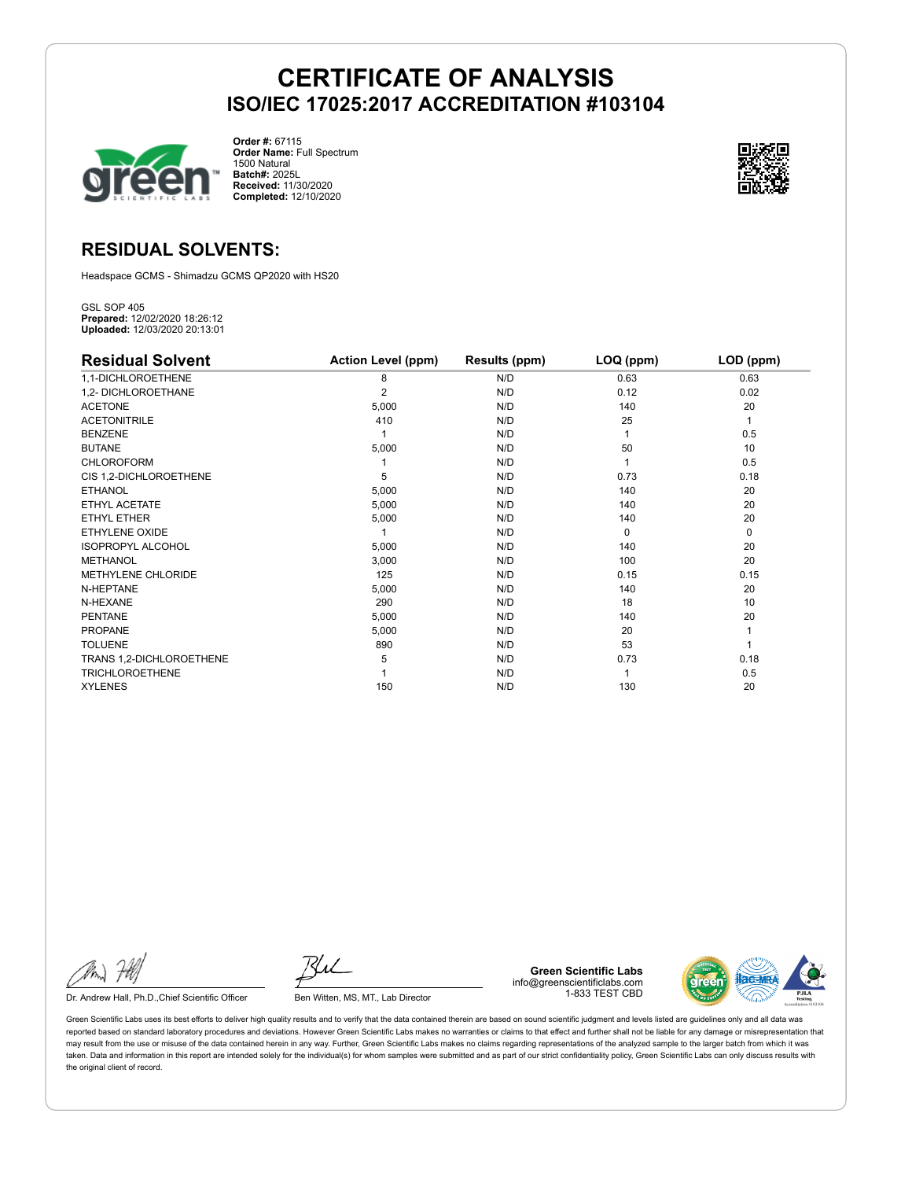# CERTIFICATE OF ANALYSIS
## ISO/IEC 17025:2017 ACCREDITATION #103104

**Order #:** 67115
**Order Name:** Full Spectrum 1500 Natural
**Batch#:** 2025L
**Received:** 11/30/2020
**Completed:** 12/10/2020

## RESIDUAL SOLVENTS:

Headspace GCMS - Shimadzu GCMS QP2020 with HS20

GSL SOP 405
**Prepared:** 12/02/2020 18:26:12
**Uploaded:** 12/03/2020 20:13:01

| Residual Solvent | Action Level (ppm) | Results (ppm) | LOQ (ppm) | LOD (ppm) |
|---|---|---|---|---|
| 1,1-DICHLOROETHENE | 8 | N/D | 0.63 | 0.63 |
| 1,2- DICHLOROETHANE | 2 | N/D | 0.12 | 0.02 |
| ACETONE | 5,000 | N/D | 140 | 20 |
| ACETONITRILE | 410 | N/D | 25 | 1 |
| BENZENE | 1 | N/D | 1 | 0.5 |
| BUTANE | 5,000 | N/D | 50 | 10 |
| CHLOROFORM | 1 | N/D | 1 | 0.5 |
| CIS 1,2-DICHLOROETHENE | 5 | N/D | 0.73 | 0.18 |
| ETHANOL | 5,000 | N/D | 140 | 20 |
| ETHYL ACETATE | 5,000 | N/D | 140 | 20 |
| ETHYL ETHER | 5,000 | N/D | 140 | 20 |
| ETHYLENE OXIDE | 1 | N/D | 0 | 0 |
| ISOPROPYL ALCOHOL | 5,000 | N/D | 140 | 20 |
| METHANOL | 3,000 | N/D | 100 | 20 |
| METHYLENE CHLORIDE | 125 | N/D | 0.15 | 0.15 |
| N-HEPTANE | 5,000 | N/D | 140 | 20 |
| N-HEXANE | 290 | N/D | 18 | 10 |
| PENTANE | 5,000 | N/D | 140 | 20 |
| PROPANE | 5,000 | N/D | 20 | 1 |
| TOLUENE | 890 | N/D | 53 | 1 |
| TRANS 1,2-DICHLOROETHENE | 5 | N/D | 0.73 | 0.18 |
| TRICHLOROETHENE | 1 | N/D | 1 | 0.5 |
| XYLENES | 150 | N/D | 130 | 20 |

Dr. Andrew Hall, Ph.D.,Chief Scientific Officer

Ben Witten, MS, MT., Lab Director

**Green Scientific Labs**
info@greenscientificlabs.com
1-833 TEST CBD

Green Scientific Labs uses its best efforts to deliver high quality results and to verify that the data contained therein are based on sound scientific judgment and levels listed are guidelines only and all data was reported based on standard laboratory procedures and deviations. However Green Scientific Labs makes no warranties or claims to that effect and further shall not be liable for any damage or misrepresentation that may result from the use or misuse of the data contained herein in any way. Further, Green Scientific Labs makes no claims regarding representations of the analyzed sample to the larger batch from which it was taken. Data and information in this report are intended solely for the individual(s) for whom samples were submitted and as part of our strict confidentiality policy, Green Scientific Labs can only discuss results with the original client of record.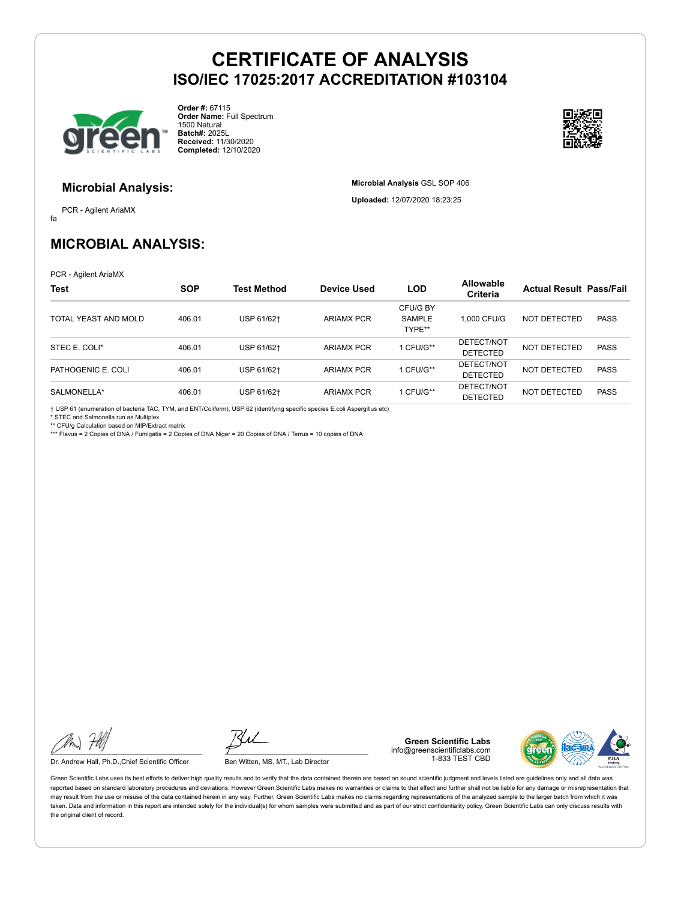# CERTIFICATE OF ANALYSIS
## ISO/IEC 17025:2017 ACCREDITATION #103104

**Order #:** 67115
**Order Name:** Full Spectrum 1500 Natural
**Batch#:** 2025L
**Received:** 11/30/2020
**Completed:** 12/10/2020

### Microbial Analysis:

PCR - Agilent AriaMX

fa

**Microbial Analysis** GSL SOP 406

**Uploaded:** 12/07/2020 18:23:25

## MICROBIAL ANALYSIS:

PCR - Agilent AriaMX

| Test | SOP | Test Method | Device Used | LOD | Allowable Criteria | Actual Result | Pass/Fail |
|---|---|---|---|---|---|---|---|
| TOTAL YEAST AND MOLD | 406.01 | USP 61/62† | ARIAMX PCR | CFU/G BY SAMPLE TYPE** | 1,000 CFU/G | NOT DETECTED | PASS |
| STEC E. COLI* | 406.01 | USP 61/62† | ARIAMX PCR | 1 CFU/G** | DETECT/NOT DETECTED | NOT DETECTED | PASS |
| PATHOGENIC E. COLI | 406.01 | USP 61/62† | ARIAMX PCR | 1 CFU/G** | DETECT/NOT DETECTED | NOT DETECTED | PASS |
| SALMONELLA* | 406.01 | USP 61/62† | ARIAMX PCR | 1 CFU/G** | DETECT/NOT DETECTED | NOT DETECTED | PASS |

† USP 61 (enumeration of bacteria TAC, TYM, and ENT/Coliform), USP 62 (identifying specific species E.coli Aspergillus etc)
* STEC and Salmonella run as Multiplex
** CFU/g Calculation based on MIP/Extract matrix
*** Flavus = 2 Copies of DNA / Fumigatis = 2 Copies of DNA Niger = 20 Copies of DNA / Terrus = 10 copies of DNA

Dr. Andrew Hall, Ph.D.,Chief Scientific Officer

Ben Witten, MS, MT., Lab Director

**Green Scientific Labs**
info@greenscientificlabs.com
1-833 TEST CBD

Green Scientific Labs uses its best efforts to deliver high quality results and to verify that the data contained therein are based on sound scientific judgment and levels listed are guidelines only and all data was reported based on standard laboratory procedures and deviations. However Green Scientific Labs makes no warranties or claims to that effect and further shall not be liable for any damage or misrepresentation that may result from the use or misuse of the data contained herein in any way. Further, Green Scientific Labs makes no claims regarding representations of the analyzed sample to the larger batch from which it was taken. Data and information in this report are intended solely for the individual(s) for whom samples were submitted and as part of our strict confidentiality policy, Green Scientific Labs can only discuss results with the original client of record.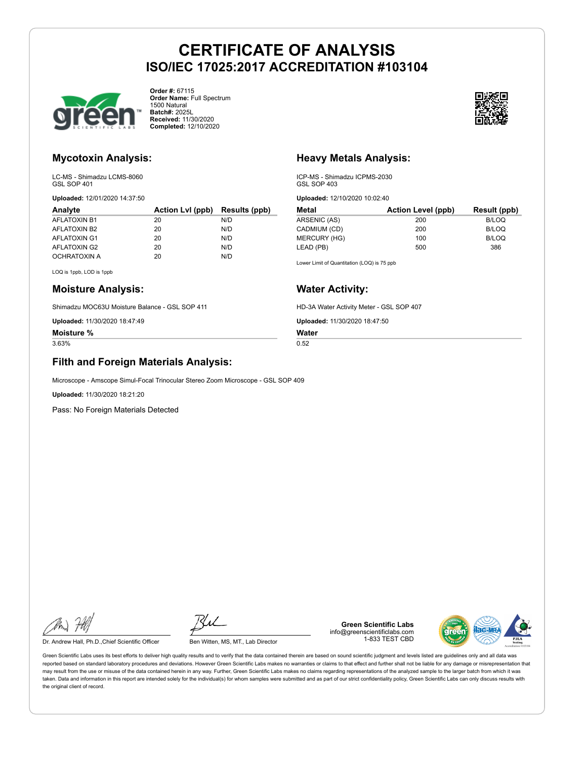# CERTIFICATE OF ANALYSIS
## ISO/IEC 17025:2017 ACCREDITATION #103104

**Order #:** 67115
**Order Name:** Full Spectrum 1500 Natural
**Batch#:** 2025L
**Received:** 11/30/2020
**Completed:** 12/10/2020

### Mycotoxin Analysis:

LC-MS - Shimadzu LCMS-8060
GSL SOP 401

**Uploaded:** 12/01/2020 14:37:50

| Analyte | Action Lvl (ppb) | Results (ppb) |
|---|---|---|
| AFLATOXIN B1 | 20 | N/D |
| AFLATOXIN B2 | 20 | N/D |
| AFLATOXIN G1 | 20 | N/D |
| AFLATOXIN G2 | 20 | N/D |
| OCHRATOXIN A | 20 | N/D |

LOQ is 1ppb, LOD is 1ppb

### Heavy Metals Analysis:

ICP-MS - Shimadzu ICPMS-2030
GSL SOP 403

**Uploaded:** 12/10/2020 10:02:40

| Metal | Action Level (ppb) | Result (ppb) |
|---|---|---|
| ARSENIC (AS) | 200 | B/LOQ |
| CADMIUM (CD) | 200 | B/LOQ |
| MERCURY (HG) | 100 | B/LOQ |
| LEAD (PB) | 500 | 386 |

Lower Limit of Quantitation (LOQ) is 75 ppb

### Moisture Analysis:

Shimadzu MOC63U Moisture Balance - GSL SOP 411

**Uploaded:** 11/30/2020 18:47:49

| Moisture % |
|---|
| 3.63% |

### Water Activity:

HD-3A Water Activity Meter - GSL SOP 407

**Uploaded:** 11/30/2020 18:47:50

| Water |
|---|
| 0.52 |

### Filth and Foreign Materials Analysis:

Microscope - Amscope Simul-Focal Trinocular Stereo Zoom Microscope - GSL SOP 409

**Uploaded:** 11/30/2020 18:21:20

Pass: No Foreign Materials Detected

Dr. Andrew Hall, Ph.D.,Chief Scientific Officer

Ben Witten, MS, MT., Lab Director

**Green Scientific Labs**
info@greenscientificlabs.com
1-833 TEST CBD

Green Scientific Labs uses its best efforts to deliver high quality results and to verify that the data contained therein are based on sound scientific judgment and levels listed are guidelines only and all data was reported based on standard laboratory procedures and deviations. However Green Scientific Labs makes no warranties or claims to that effect and further shall not be liable for any damage or misrepresentation that may result from the use or misuse of the data contained herein in any way. Further, Green Scientific Labs makes no claims regarding representations of the analyzed sample to the larger batch from which it was taken. Data and information in this report are intended solely for the individual(s) for whom samples were submitted and as part of our strict confidentiality policy, Green Scientific Labs can only discuss results with the original client of record.